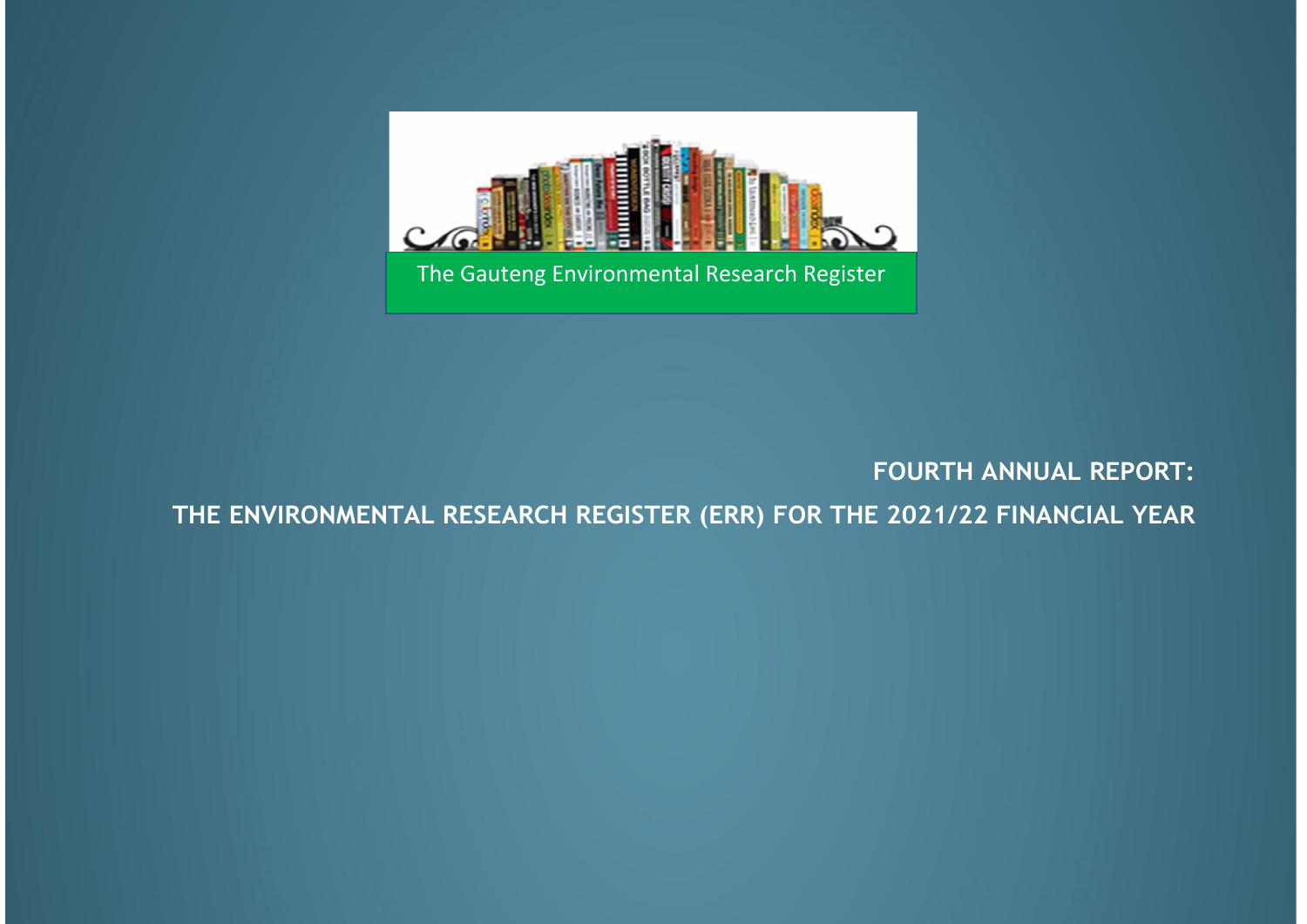The Gauteng Environmental Research Register

# FOURTH ANNUAL REPORT:

# THE ENVIRONMENTAL RESEARCH REGISTER (ERR) FOR THE 2021/22 FINANCIAL YEAR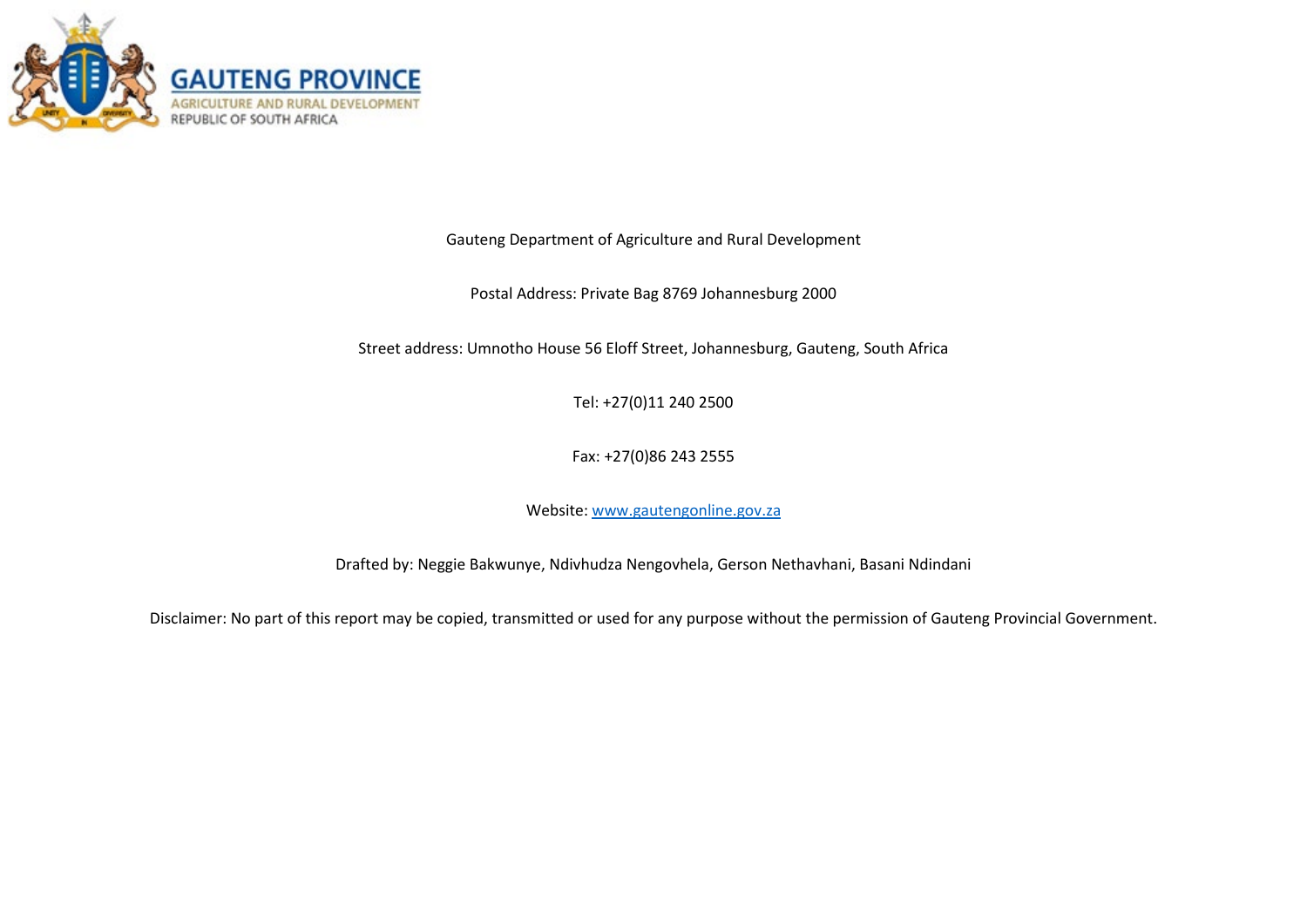GAUTENG PROVINCE

AGRICULTURE AND RURAL DEVELOPMENT

REPUBLIC OF SOUTH AFRICA

Gauteng Department of Agriculture and Rural Development

Postal Address: Private Bag 8769 Johannesburg 2000

Street address: Umnotho House 56 Eloff Street, Johannesburg, Gauteng, South Africa

Tel: +27(0)11 240 2500

Fax: +27(0)86 243 2555

Website: [www.gautengonline.gov.za](http://www.gautengonline.gov.za)

Drafted by: Neggie Bakwunye, Ndivhudza Nengovhela, Gerson Nethavhani, Basani Ndindani

Disclaimer: No part of this report may be copied, transmitted or used for any purpose without the permission of Gauteng Provincial Government.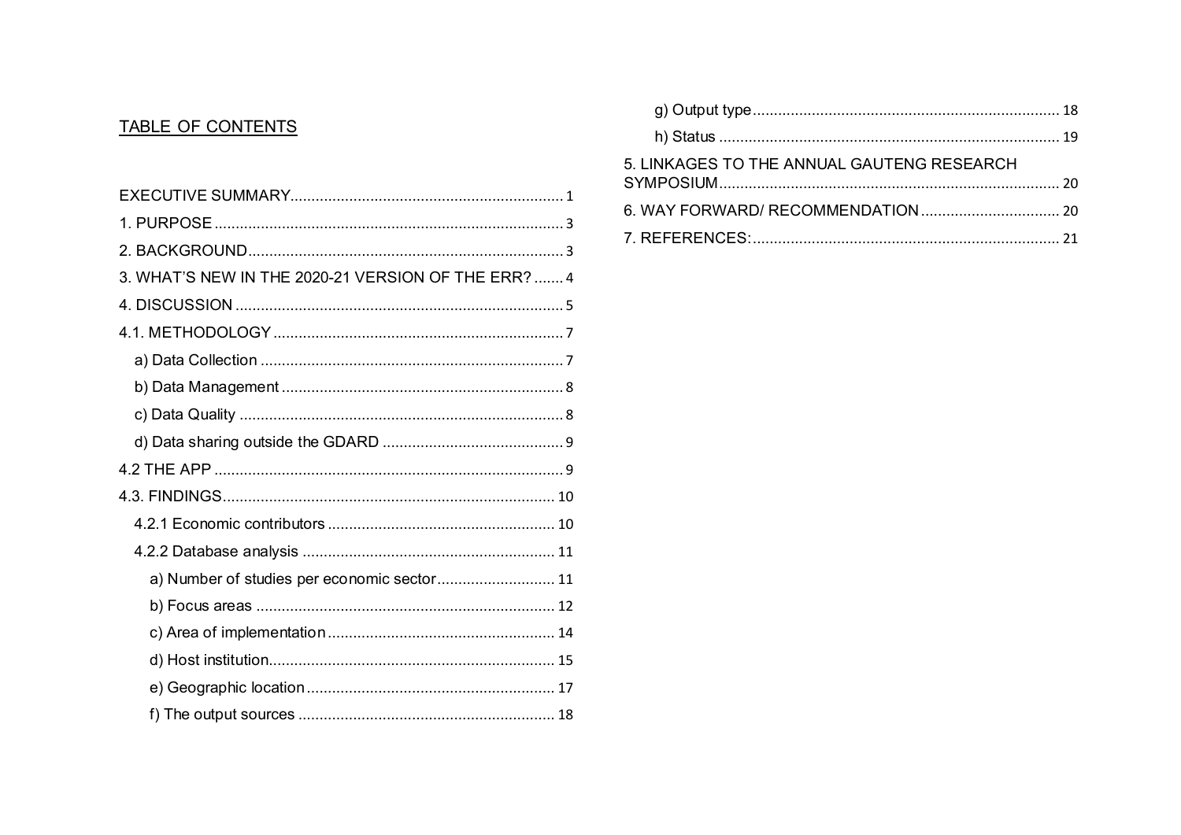## TABLE OF CONTENTS

EXECUTIVE SUMMARY ........ 1
1. PURPOSE ........ 3
2. BACKGROUND ........ 3
3. WHAT'S NEW IN THE 2020-21 VERSION OF THE ERR? ........ 4
4. DISCUSSION ........ 5
4.1. METHODOLOGY ........ 7
- a) Data Collection ........ 7
- b) Data Management ........ 8
- c) Data Quality ........ 8
- d) Data sharing outside the GDARD ........ 9

4.2 THE APP ........ 9
4.3. FINDINGS ........ 10
- 4.2.1 Economic contributors ........ 10
- 4.2.2 Database analysis ........ 11
  - a) Number of studies per economic sector ........ 11
  - b) Focus areas ........ 12
  - c) Area of implementation ........ 14
  - d) Host institution ........ 15
  - e) Geographic location ........ 17
  - f) The output sources ........ 18
  - g) Output type ........ 18
  - h) Status ........ 19

5. LINKAGES TO THE ANNUAL GAUTENG RESEARCH SYMPOSIUM ........ 20
6. WAY FORWARD/ RECOMMENDATION ........ 20
7. REFERENCES: ........ 21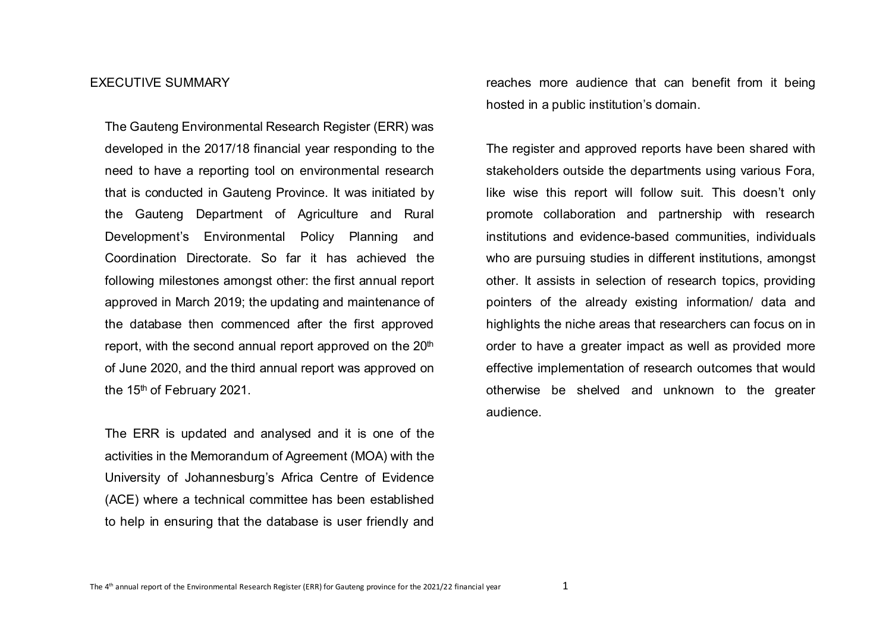# EXECUTIVE SUMMARY

The Gauteng Environmental Research Register (ERR) was developed in the 2017/18 financial year responding to the need to have a reporting tool on environmental research that is conducted in Gauteng Province. It was initiated by the Gauteng Department of Agriculture and Rural Development's Environmental Policy Planning and Coordination Directorate. So far it has achieved the following milestones amongst other: the first annual report approved in March 2019; the updating and maintenance of the database then commenced after the first approved report, with the second annual report approved on the 20th of June 2020, and the third annual report was approved on the 15th of February 2021.

The ERR is updated and analysed and it is one of the activities in the Memorandum of Agreement (MOA) with the University of Johannesburg's Africa Centre of Evidence (ACE) where a technical committee has been established to help in ensuring that the database is user friendly and reaches more audience that can benefit from it being hosted in a public institution's domain.

The register and approved reports have been shared with stakeholders outside the departments using various Fora, like wise this report will follow suit. This doesn't only promote collaboration and partnership with research institutions and evidence-based communities, individuals who are pursuing studies in different institutions, amongst other. It assists in selection of research topics, providing pointers of the already existing information/ data and highlights the niche areas that researchers can focus on in order to have a greater impact as well as provided more effective implementation of research outcomes that would otherwise be shelved and unknown to the greater audience.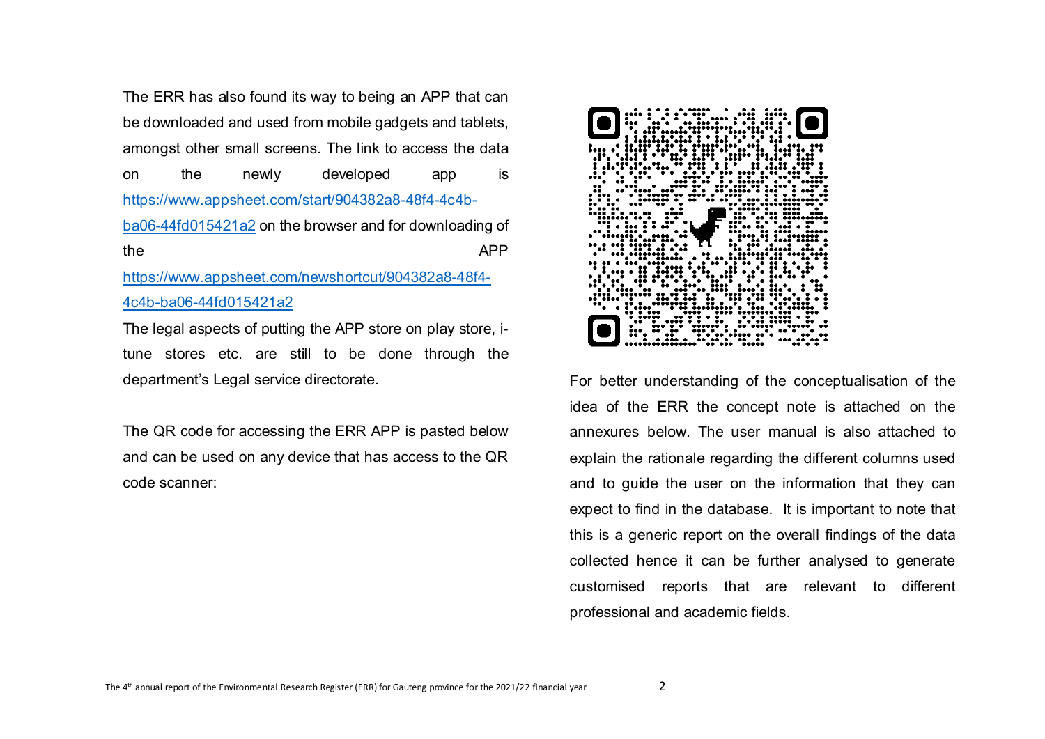The ERR has also found its way to being an APP that can be downloaded and used from mobile gadgets and tablets, amongst other small screens. The link to access the data on the newly developed app is [https://www.appsheet.com/start/904382a8-48f4-4c4b-ba06-44fd015421a2](https://www.appsheet.com/start/904382a8-48f4-4c4b-ba06-44fd015421a2) on the browser and for downloading of the APP [https://www.appsheet.com/newshortcut/904382a8-48f4-4c4b-ba06-44fd015421a2](https://www.appsheet.com/newshortcut/904382a8-48f4-4c4b-ba06-44fd015421a2)

The legal aspects of putting the APP store on play store, i-tune stores etc. are still to be done through the department's Legal service directorate.

The QR code for accessing the ERR APP is pasted below and can be used on any device that has access to the QR code scanner:

For better understanding of the conceptualisation of the idea of the ERR the concept note is attached on the annexures below. The user manual is also attached to explain the rationale regarding the different columns used and to guide the user on the information that they can expect to find in the database. It is important to note that this is a generic report on the overall findings of the data collected hence it can be further analysed to generate customised reports that are relevant to different professional and academic fields.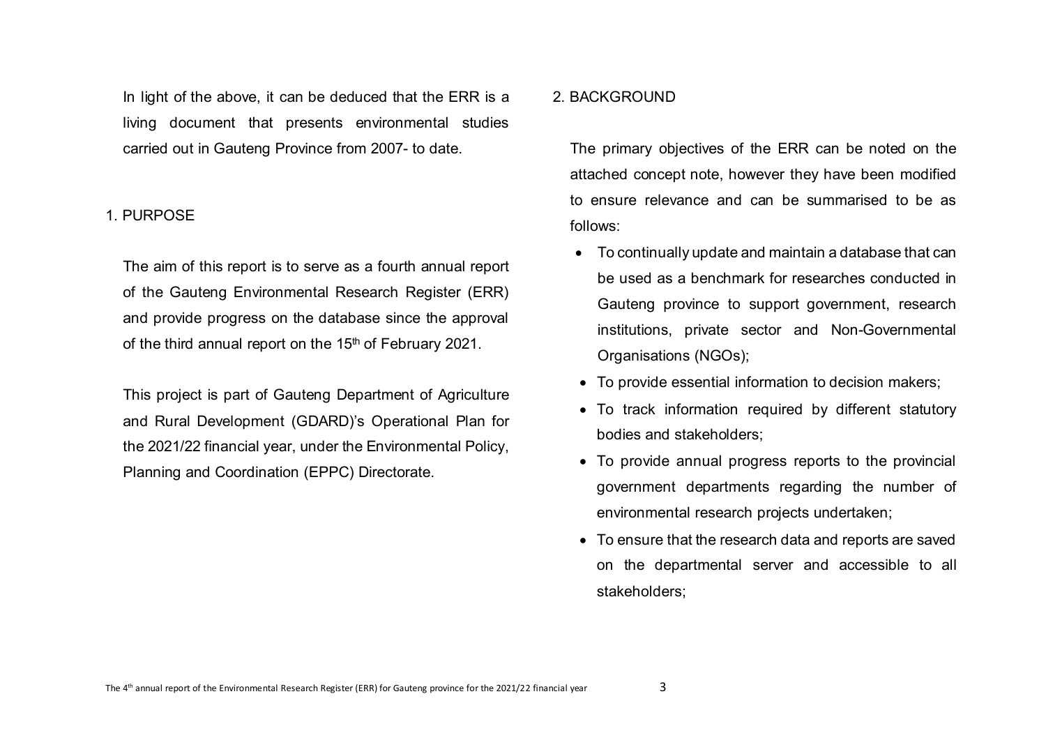In light of the above, it can be deduced that the ERR is a living document that presents environmental studies carried out in Gauteng Province from 2007- to date.

## 1. PURPOSE

The aim of this report is to serve as a fourth annual report of the Gauteng Environmental Research Register (ERR) and provide progress on the database since the approval of the third annual report on the 15th of February 2021.

This project is part of Gauteng Department of Agriculture and Rural Development (GDARD)'s Operational Plan for the 2021/22 financial year, under the Environmental Policy, Planning and Coordination (EPPC) Directorate.

## 2. BACKGROUND

The primary objectives of the ERR can be noted on the attached concept note, however they have been modified to ensure relevance and can be summarised to be as follows:

- To continually update and maintain a database that can be used as a benchmark for researches conducted in Gauteng province to support government, research institutions, private sector and Non-Governmental Organisations (NGOs);
- To provide essential information to decision makers;
- To track information required by different statutory bodies and stakeholders;
- To provide annual progress reports to the provincial government departments regarding the number of environmental research projects undertaken;
- To ensure that the research data and reports are saved on the departmental server and accessible to all stakeholders;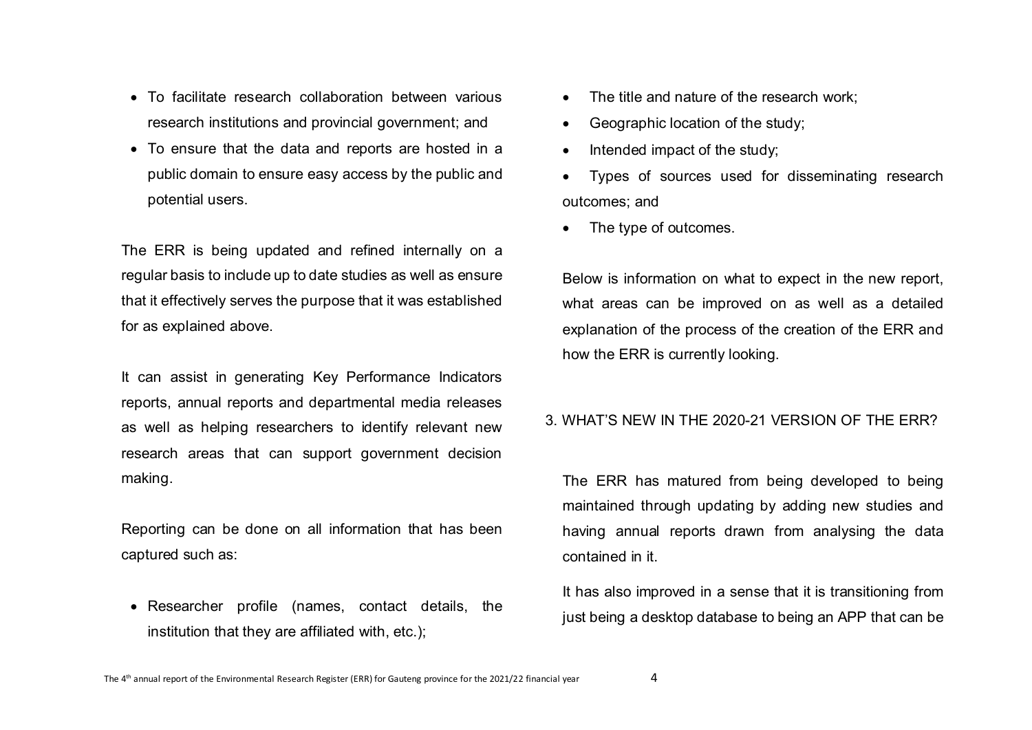- To facilitate research collaboration between various research institutions and provincial government; and
- To ensure that the data and reports are hosted in a public domain to ensure easy access by the public and potential users.

The ERR is being updated and refined internally on a regular basis to include up to date studies as well as ensure that it effectively serves the purpose that it was established for as explained above.

It can assist in generating Key Performance Indicators reports, annual reports and departmental media releases as well as helping researchers to identify relevant new research areas that can support government decision making.

Reporting can be done on all information that has been captured such as:

- Researcher profile (names, contact details, the institution that they are affiliated with, etc.);
- The title and nature of the research work;
- Geographic location of the study;
- Intended impact of the study;
- Types of sources used for disseminating research outcomes; and
- The type of outcomes.

Below is information on what to expect in the new report, what areas can be improved on as well as a detailed explanation of the process of the creation of the ERR and how the ERR is currently looking.

## 3. WHAT'S NEW IN THE 2020-21 VERSION OF THE ERR?

The ERR has matured from being developed to being maintained through updating by adding new studies and having annual reports drawn from analysing the data contained in it.

It has also improved in a sense that it is transitioning from just being a desktop database to being an APP that can be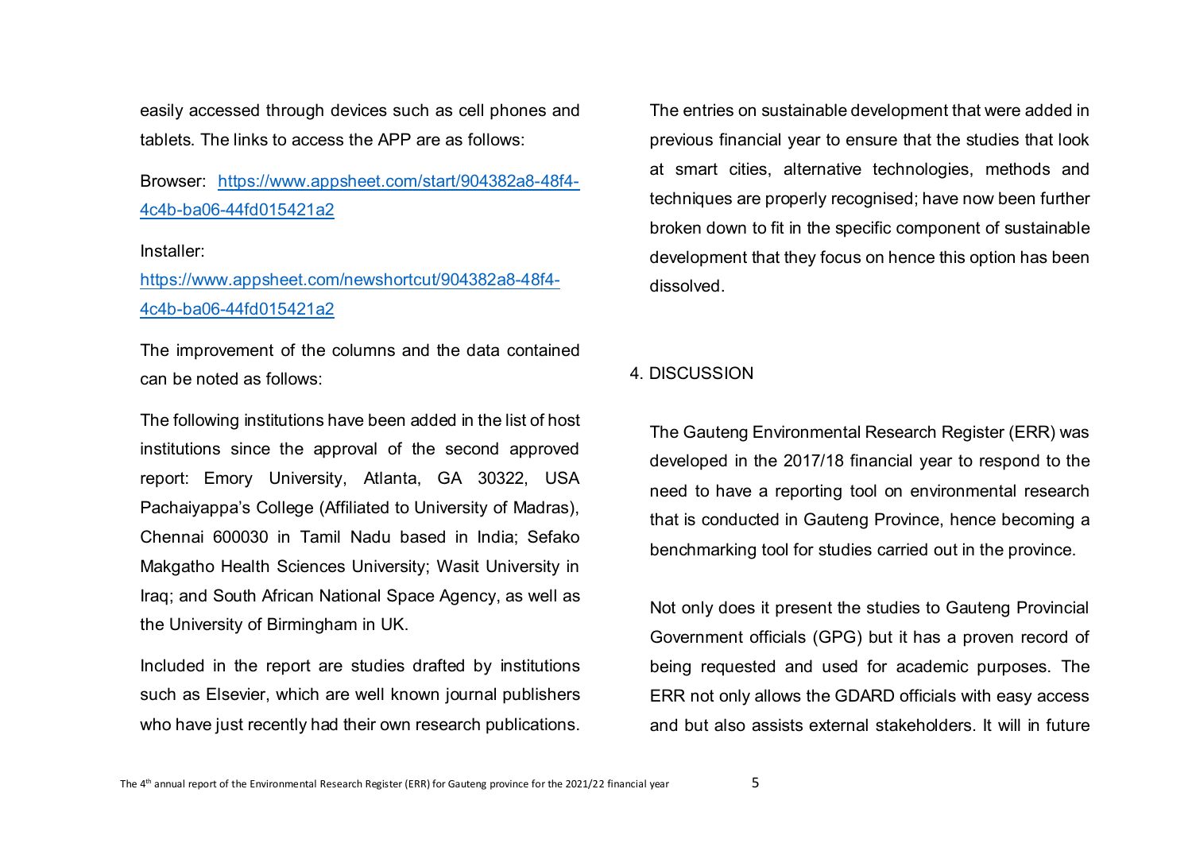easily accessed through devices such as cell phones and tablets. The links to access the APP are as follows:

Browser: [https://www.appsheet.com/start/904382a8-48f4-4c4b-ba06-44fd015421a2](https://www.appsheet.com/start/904382a8-48f4-4c4b-ba06-44fd015421a2)

Installer:
[https://www.appsheet.com/newshortcut/904382a8-48f4-4c4b-ba06-44fd015421a2](https://www.appsheet.com/newshortcut/904382a8-48f4-4c4b-ba06-44fd015421a2)

The improvement of the columns and the data contained can be noted as follows:

The following institutions have been added in the list of host institutions since the approval of the second approved report: Emory University, Atlanta, GA 30322, USA Pachaiyappa's College (Affiliated to University of Madras), Chennai 600030 in Tamil Nadu based in India; Sefako Makgatho Health Sciences University; Wasit University in Iraq; and South African National Space Agency, as well as the University of Birmingham in UK.

Included in the report are studies drafted by institutions such as Elsevier, which are well known journal publishers who have just recently had their own research publications.

The entries on sustainable development that were added in previous financial year to ensure that the studies that look at smart cities, alternative technologies, methods and techniques are properly recognised; have now been further broken down to fit in the specific component of sustainable development that they focus on hence this option has been dissolved.

## 4. DISCUSSION

The Gauteng Environmental Research Register (ERR) was developed in the 2017/18 financial year to respond to the need to have a reporting tool on environmental research that is conducted in Gauteng Province, hence becoming a benchmarking tool for studies carried out in the province.

Not only does it present the studies to Gauteng Provincial Government officials (GPG) but it has a proven record of being requested and used for academic purposes. The ERR not only allows the GDARD officials with easy access and but also assists external stakeholders. It will in future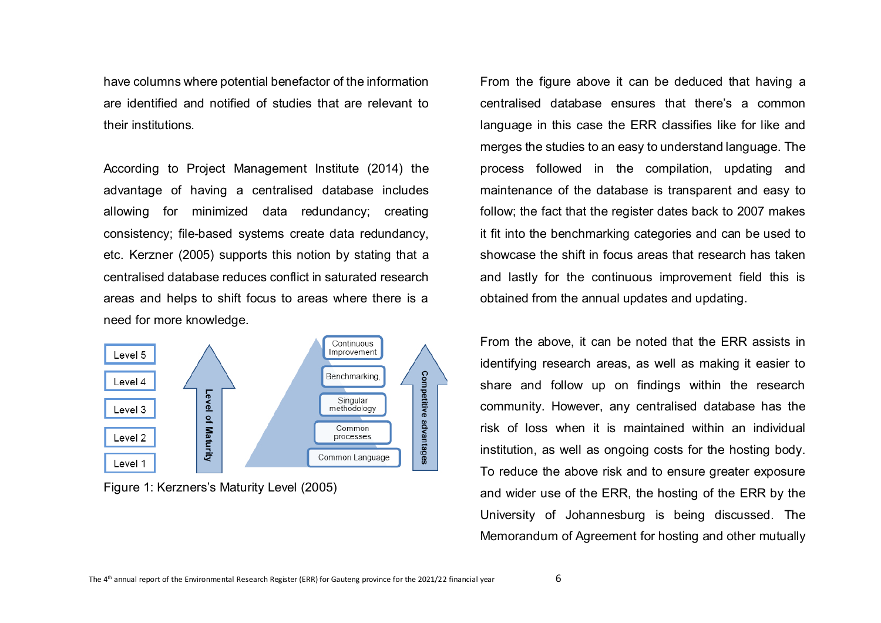have columns where potential benefactor of the information are identified and notified of studies that are relevant to their institutions.

According to Project Management Institute (2014) the advantage of having a centralised database includes allowing for minimized data redundancy; creating consistency; file-based systems create data redundancy, etc. Kerzner (2005) supports this notion by stating that a centralised database reduces conflict in saturated research areas and helps to shift focus to areas where there is a need for more knowledge.

| Level | Stage |
| --- | --- |
| Level 5 | Continuous Improvement |
| Level 4 | Benchmarking |
| Level 3 | Singular methodology |
| Level 2 | Common processes |
| Level 1 | Common Language |

Level of Maturity

Competitive advantages

Figure 1: Kerzners's Maturity Level (2005)

From the figure above it can be deduced that having a centralised database ensures that there's a common language in this case the ERR classifies like for like and merges the studies to an easy to understand language. The process followed in the compilation, updating and maintenance of the database is transparent and easy to follow; the fact that the register dates back to 2007 makes it fit into the benchmarking categories and can be used to showcase the shift in focus areas that research has taken and lastly for the continuous improvement field this is obtained from the annual updates and updating.

From the above, it can be noted that the ERR assists in identifying research areas, as well as making it easier to share and follow up on findings within the research community. However, any centralised database has the risk of loss when it is maintained within an individual institution, as well as ongoing costs for the hosting body. To reduce the above risk and to ensure greater exposure and wider use of the ERR, the hosting of the ERR by the University of Johannesburg is being discussed. The Memorandum of Agreement for hosting and other mutually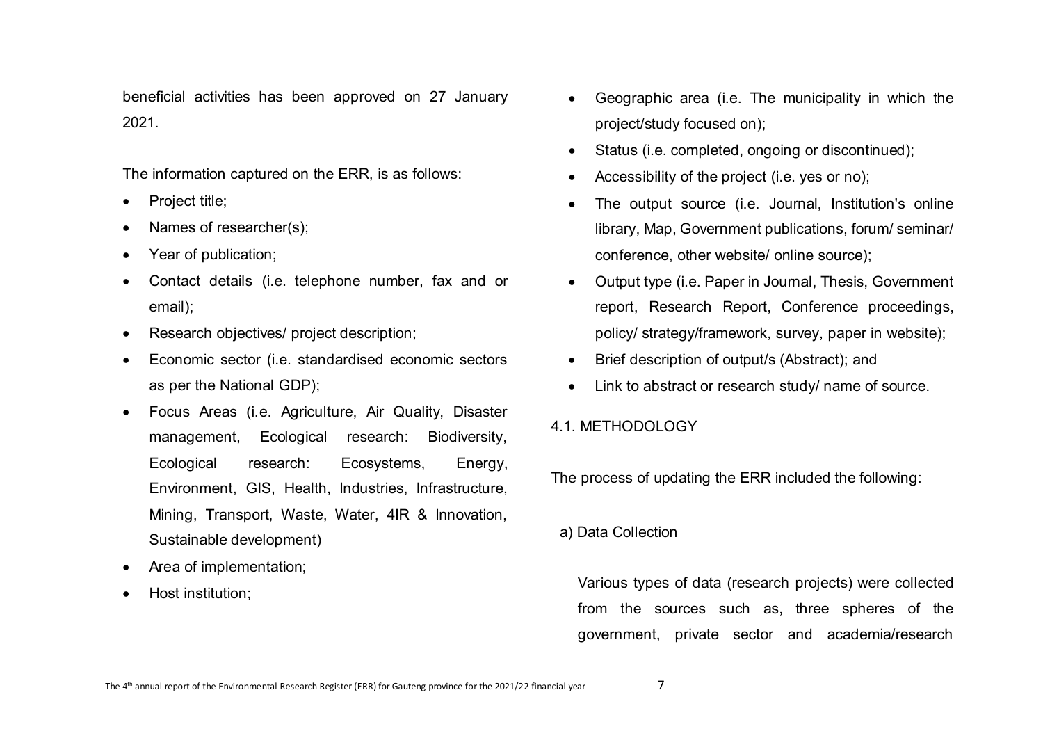beneficial activities has been approved on 27 January 2021.

The information captured on the ERR, is as follows:

- Project title;
- Names of researcher(s);
- Year of publication;
- Contact details (i.e. telephone number, fax and or email);
- Research objectives/ project description;
- Economic sector (i.e. standardised economic sectors as per the National GDP);
- Focus Areas (i.e. Agriculture, Air Quality, Disaster management, Ecological research: Biodiversity, Ecological research: Ecosystems, Energy, Environment, GIS, Health, Industries, Infrastructure, Mining, Transport, Waste, Water, 4IR & Innovation, Sustainable development)
- Area of implementation;
- Host institution;
- Geographic area (i.e. The municipality in which the project/study focused on);
- Status (i.e. completed, ongoing or discontinued);
- Accessibility of the project (i.e. yes or no);
- The output source (i.e. Journal, Institution's online library, Map, Government publications, forum/ seminar/ conference, other website/ online source);
- Output type (i.e. Paper in Journal, Thesis, Government report, Research Report, Conference proceedings, policy/ strategy/framework, survey, paper in website);
- Brief description of output/s (Abstract); and
- Link to abstract or research study/ name of source.

## 4.1. METHODOLOGY

The process of updating the ERR included the following:

a) Data Collection

Various types of data (research projects) were collected from the sources such as, three spheres of the government, private sector and academia/research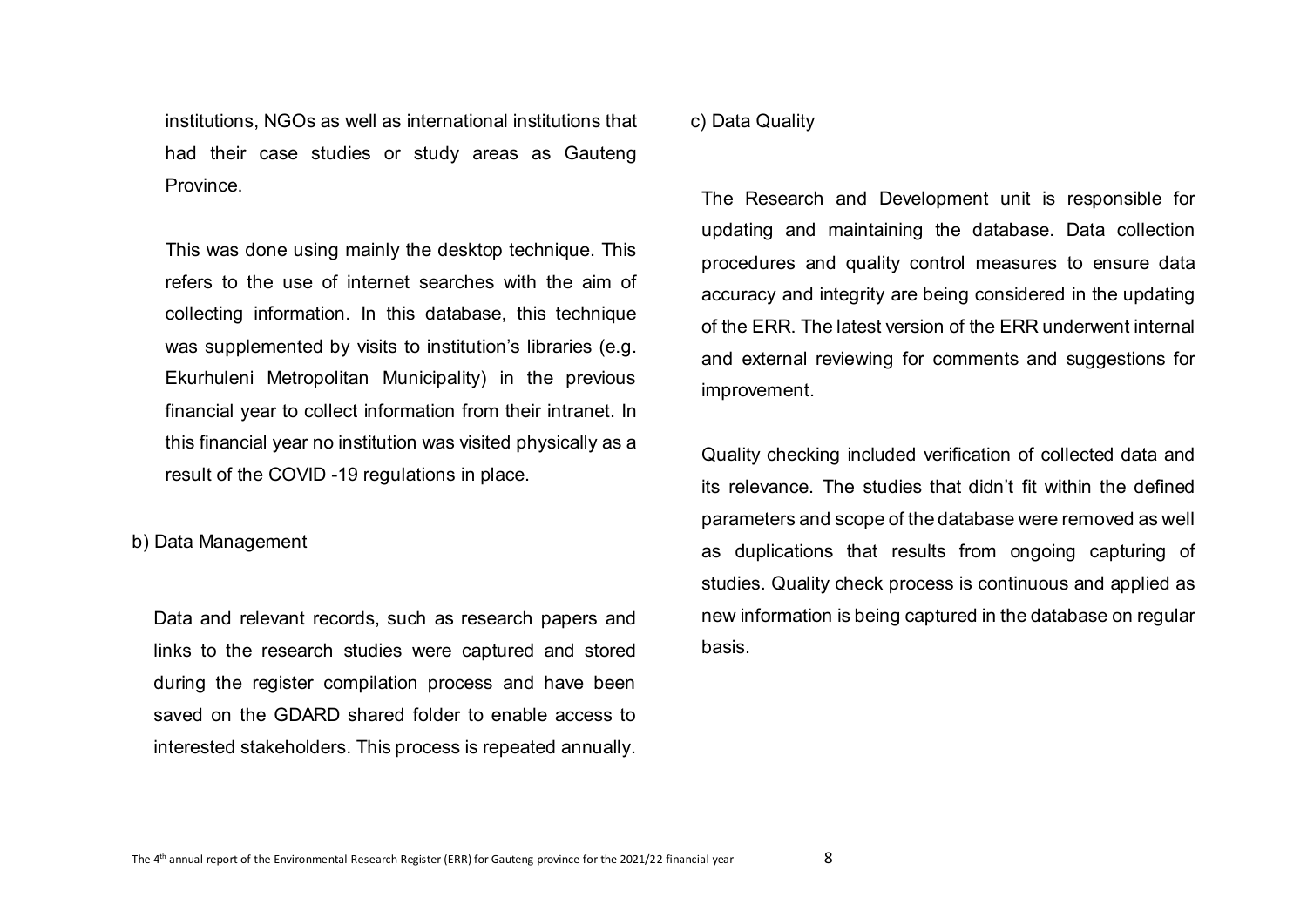institutions, NGOs as well as international institutions that had their case studies or study areas as Gauteng Province.

This was done using mainly the desktop technique. This refers to the use of internet searches with the aim of collecting information. In this database, this technique was supplemented by visits to institution's libraries (e.g. Ekurhuleni Metropolitan Municipality) in the previous financial year to collect information from their intranet. In this financial year no institution was visited physically as a result of the COVID -19 regulations in place.

b) Data Management

Data and relevant records, such as research papers and links to the research studies were captured and stored during the register compilation process and have been saved on the GDARD shared folder to enable access to interested stakeholders. This process is repeated annually.

c) Data Quality

The Research and Development unit is responsible for updating and maintaining the database. Data collection procedures and quality control measures to ensure data accuracy and integrity are being considered in the updating of the ERR. The latest version of the ERR underwent internal and external reviewing for comments and suggestions for improvement.

Quality checking included verification of collected data and its relevance. The studies that didn't fit within the defined parameters and scope of the database were removed as well as duplications that results from ongoing capturing of studies. Quality check process is continuous and applied as new information is being captured in the database on regular basis.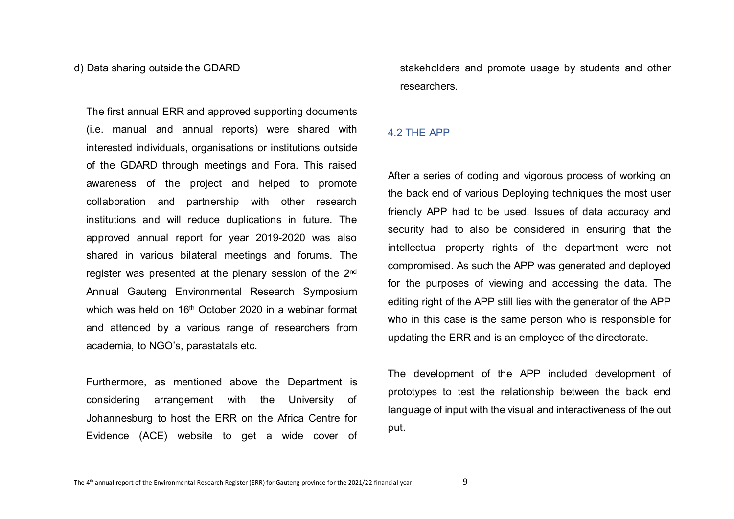d) Data sharing outside the GDARD

The first annual ERR and approved supporting documents (i.e. manual and annual reports) were shared with interested individuals, organisations or institutions outside of the GDARD through meetings and Fora. This raised awareness of the project and helped to promote collaboration and partnership with other research institutions and will reduce duplications in future. The approved annual report for year 2019-2020 was also shared in various bilateral meetings and forums. The register was presented at the plenary session of the 2nd Annual Gauteng Environmental Research Symposium which was held on 16th October 2020 in a webinar format and attended by a various range of researchers from academia, to NGO's, parastatals etc.

Furthermore, as mentioned above the Department is considering arrangement with the University of Johannesburg to host the ERR on the Africa Centre for Evidence (ACE) website to get a wide cover of stakeholders and promote usage by students and other researchers.

## 4.2 THE APP

After a series of coding and vigorous process of working on the back end of various Deploying techniques the most user friendly APP had to be used. Issues of data accuracy and security had to also be considered in ensuring that the intellectual property rights of the department were not compromised. As such the APP was generated and deployed for the purposes of viewing and accessing the data. The editing right of the APP still lies with the generator of the APP who in this case is the same person who is responsible for updating the ERR and is an employee of the directorate.

The development of the APP included development of prototypes to test the relationship between the back end language of input with the visual and interactiveness of the out put.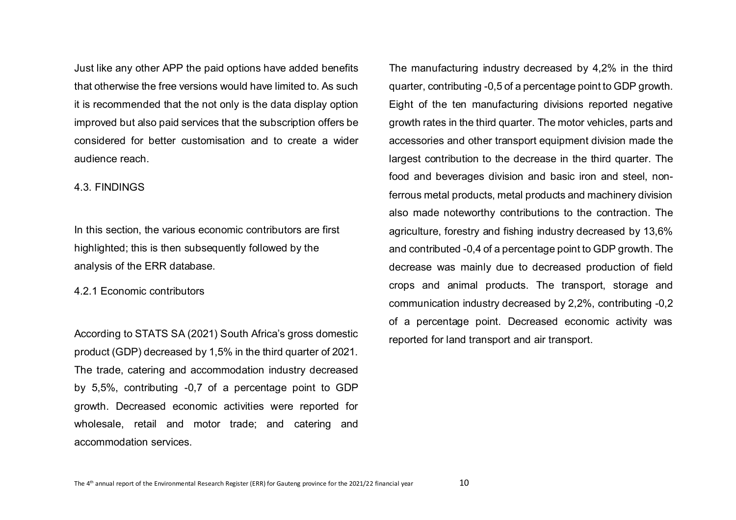Just like any other APP the paid options have added benefits that otherwise the free versions would have limited to. As such it is recommended that the not only is the data display option improved but also paid services that the subscription offers be considered for better customisation and to create a wider audience reach.

## 4.3. FINDINGS

In this section, the various economic contributors are first highlighted; this is then subsequently followed by the analysis of the ERR database.

### 4.2.1 Economic contributors

According to STATS SA (2021) South Africa's gross domestic product (GDP) decreased by 1,5% in the third quarter of 2021. The trade, catering and accommodation industry decreased by 5,5%, contributing -0,7 of a percentage point to GDP growth. Decreased economic activities were reported for wholesale, retail and motor trade; and catering and accommodation services.

The manufacturing industry decreased by 4,2% in the third quarter, contributing -0,5 of a percentage point to GDP growth. Eight of the ten manufacturing divisions reported negative growth rates in the third quarter. The motor vehicles, parts and accessories and other transport equipment division made the largest contribution to the decrease in the third quarter. The food and beverages division and basic iron and steel, non-ferrous metal products, metal products and machinery division also made noteworthy contributions to the contraction. The agriculture, forestry and fishing industry decreased by 13,6% and contributed -0,4 of a percentage point to GDP growth. The decrease was mainly due to decreased production of field crops and animal products. The transport, storage and communication industry decreased by 2,2%, contributing -0,2 of a percentage point. Decreased economic activity was reported for land transport and air transport.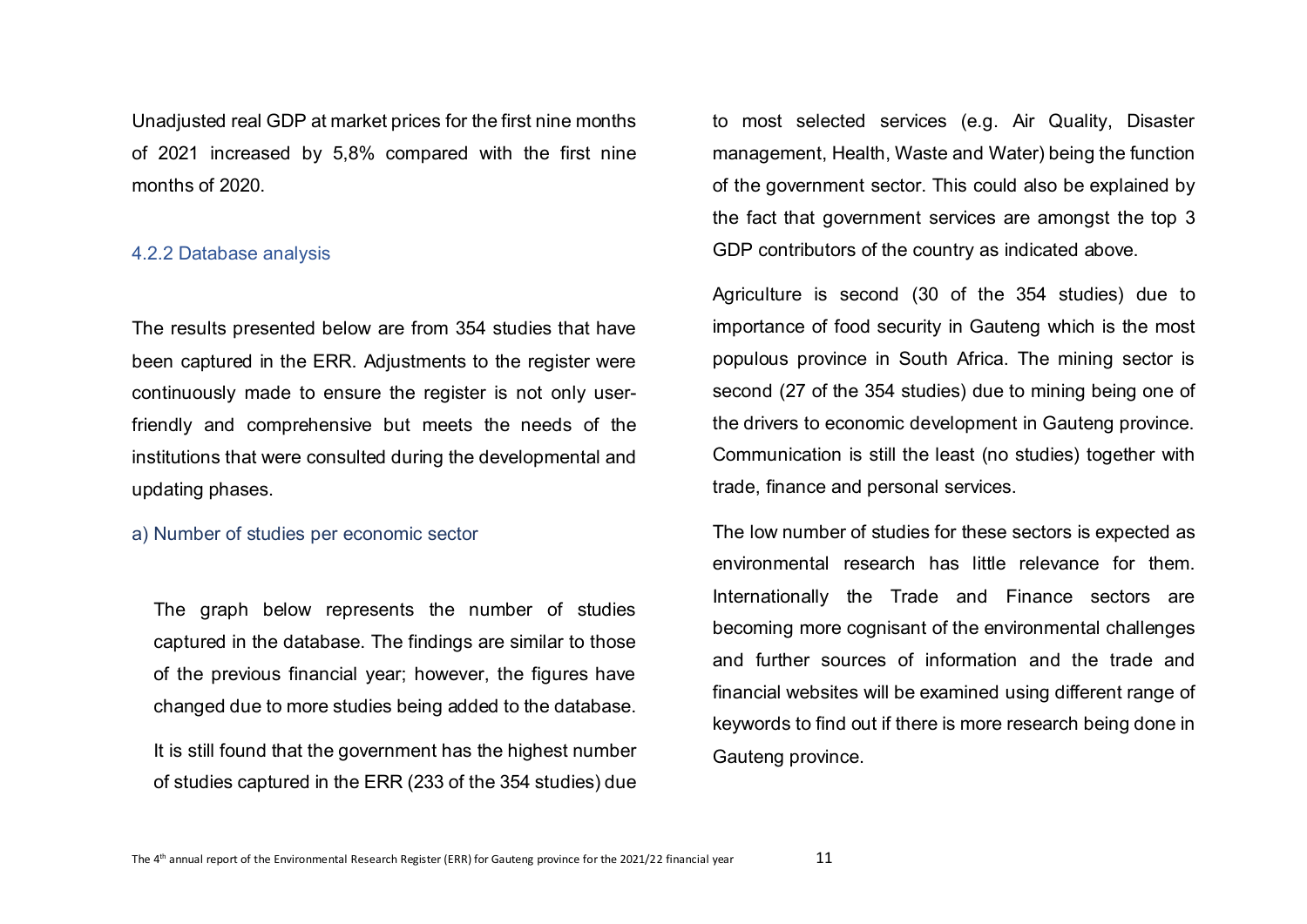Unadjusted real GDP at market prices for the first nine months of 2021 increased by 5,8% compared with the first nine months of 2020.

### 4.2.2 Database analysis

The results presented below are from 354 studies that have been captured in the ERR. Adjustments to the register were continuously made to ensure the register is not only user-friendly and comprehensive but meets the needs of the institutions that were consulted during the developmental and updating phases.

#### a) Number of studies per economic sector

The graph below represents the number of studies captured in the database. The findings are similar to those of the previous financial year; however, the figures have changed due to more studies being added to the database.

It is still found that the government has the highest number of studies captured in the ERR (233 of the 354 studies) due to most selected services (e.g. Air Quality, Disaster management, Health, Waste and Water) being the function of the government sector. This could also be explained by the fact that government services are amongst the top 3 GDP contributors of the country as indicated above.

Agriculture is second (30 of the 354 studies) due to importance of food security in Gauteng which is the most populous province in South Africa. The mining sector is second (27 of the 354 studies) due to mining being one of the drivers to economic development in Gauteng province. Communication is still the least (no studies) together with trade, finance and personal services.

The low number of studies for these sectors is expected as environmental research has little relevance for them. Internationally the Trade and Finance sectors are becoming more cognisant of the environmental challenges and further sources of information and the trade and financial websites will be examined using different range of keywords to find out if there is more research being done in Gauteng province.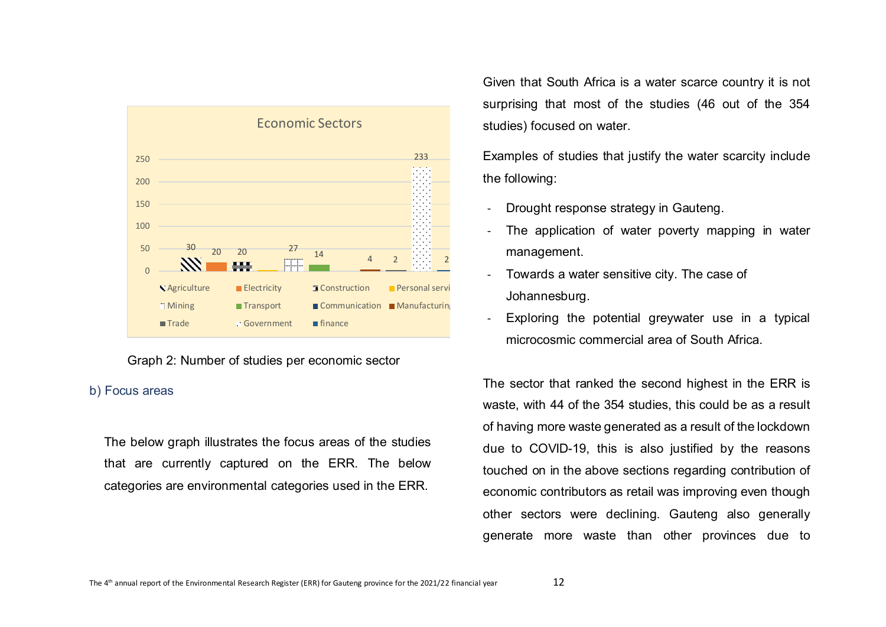**Economic Sectors**

| Economic sector | Number of studies |
| --- | --- |
| Agriculture | 30 |
| Electricity | 20 |
| Construction | 20 |
| Personal services | |
| Mining | 27 |
| Transport | 14 |
| Communication | |
| Manufacturing | 4 |
| Trade | 2 |
| Government | 233 |
| finance | 2 |

Graph 2: Number of studies per economic sector

### b) Focus areas

The below graph illustrates the focus areas of the studies that are currently captured on the ERR. The below categories are environmental categories used in the ERR.

Given that South Africa is a water scarce country it is not surprising that most of the studies (46 out of the 354 studies) focused on water.

Examples of studies that justify the water scarcity include the following:

- Drought response strategy in Gauteng.
- The application of water poverty mapping in water management.
- Towards a water sensitive city. The case of Johannesburg.
- Exploring the potential greywater use in a typical microcosmic commercial area of South Africa.

The sector that ranked the second highest in the ERR is waste, with 44 of the 354 studies, this could be as a result of having more waste generated as a result of the lockdown due to COVID-19, this is also justified by the reasons touched on in the above sections regarding contribution of economic contributors as retail was improving even though other sectors were declining. Gauteng also generally generate more waste than other provinces due to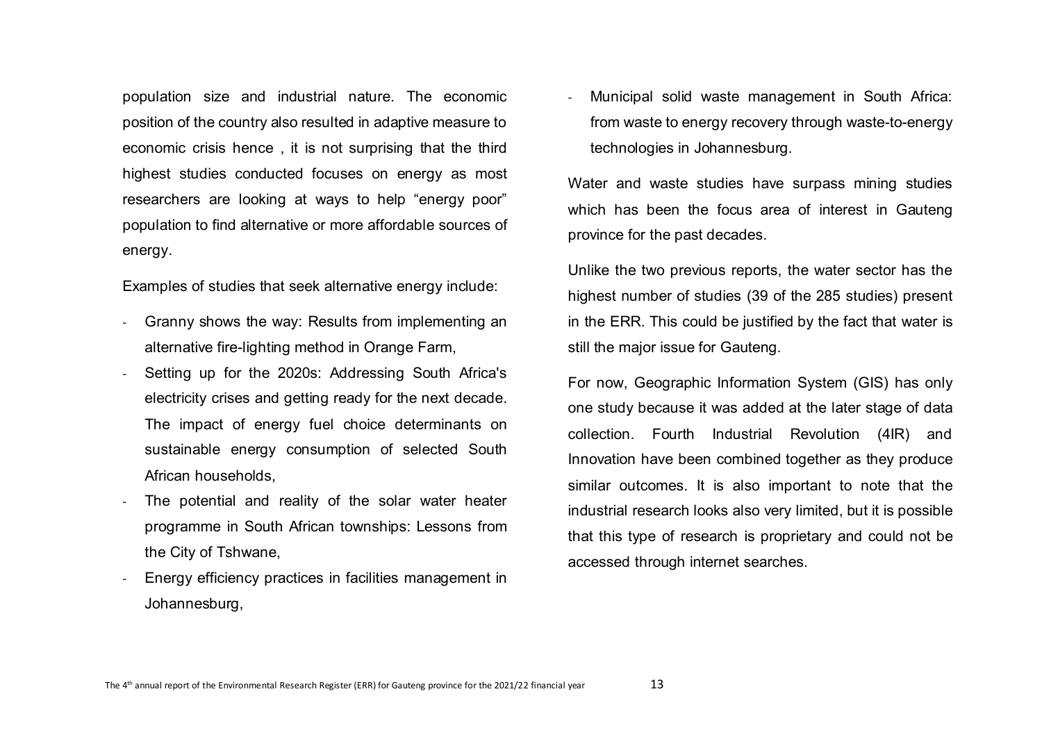population size and industrial nature. The economic position of the country also resulted in adaptive measure to economic crisis hence , it is not surprising that the third highest studies conducted focuses on energy as most researchers are looking at ways to help “energy poor” population to find alternative or more affordable sources of energy.

Examples of studies that seek alternative energy include:

- Granny shows the way: Results from implementing an alternative fire-lighting method in Orange Farm,
- Setting up for the 2020s: Addressing South Africa's electricity crises and getting ready for the next decade. The impact of energy fuel choice determinants on sustainable energy consumption of selected South African households,
- The potential and reality of the solar water heater programme in South African townships: Lessons from the City of Tshwane,
- Energy efficiency practices in facilities management in Johannesburg,
- Municipal solid waste management in South Africa: from waste to energy recovery through waste-to-energy technologies in Johannesburg.

Water and waste studies have surpass mining studies which has been the focus area of interest in Gauteng province for the past decades.

Unlike the two previous reports, the water sector has the highest number of studies (39 of the 285 studies) present in the ERR. This could be justified by the fact that water is still the major issue for Gauteng.

For now, Geographic Information System (GIS) has only one study because it was added at the later stage of data collection. Fourth Industrial Revolution (4IR) and Innovation have been combined together as they produce similar outcomes. It is also important to note that the industrial research looks also very limited, but it is possible that this type of research is proprietary and could not be accessed through internet searches.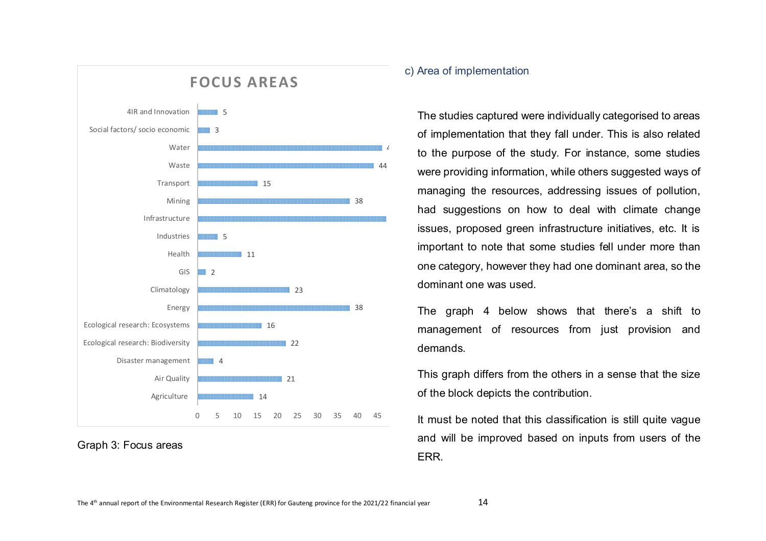## FOCUS AREAS

| Focus area | Count |
|---|---|
| 4IR and Innovation | 5 |
| Social factors/ socio economic | 3 |
| Water | 4 |
| Waste | 44 |
| Transport | 15 |
| Mining | 38 |
| Infrastructure | |
| Industries | 5 |
| Health | 11 |
| GIS | 2 |
| Climatology | 23 |
| Energy | 38 |
| Ecological research: Ecosystems | 16 |
| Ecological research: Biodiversity | 22 |
| Disaster management | 4 |
| Air Quality | 21 |
| Agriculture | 14 |

Graph 3: Focus areas

### c) Area of implementation

The studies captured were individually categorised to areas of implementation that they fall under. This is also related to the purpose of the study. For instance, some studies were providing information, while others suggested ways of managing the resources, addressing issues of pollution, had suggestions on how to deal with climate change issues, proposed green infrastructure initiatives, etc. It is important to note that some studies fell under more than one category, however they had one dominant area, so the dominant one was used.

The graph 4 below shows that there's a shift to management of resources from just provision and demands.

This graph differs from the others in a sense that the size of the block depicts the contribution.

It must be noted that this classification is still quite vague and will be improved based on inputs from users of the ERR.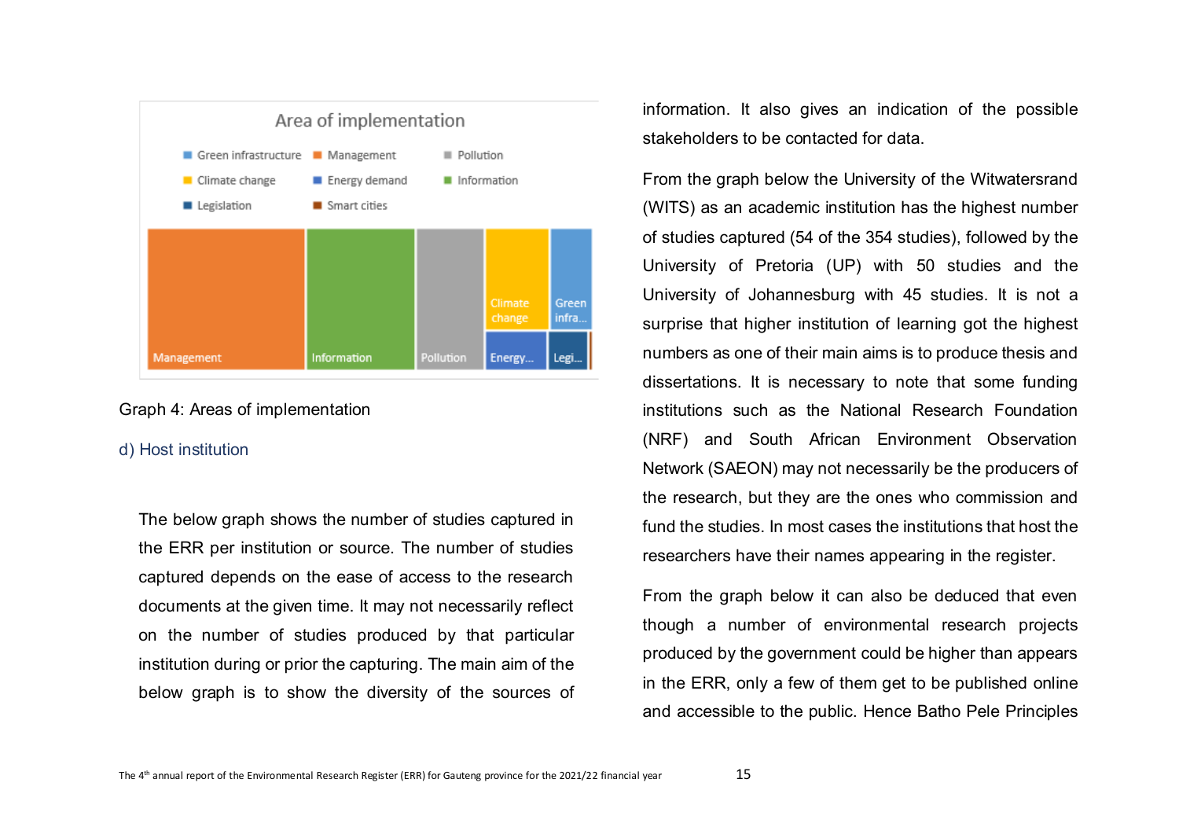Area of implementation

Green infrastructure, Management, Pollution, Climate change, Energy demand, Information, Legislation, Smart cities

Graph 4: Areas of implementation

### d) Host institution

The below graph shows the number of studies captured in the ERR per institution or source. The number of studies captured depends on the ease of access to the research documents at the given time. It may not necessarily reflect on the number of studies produced by that particular institution during or prior the capturing. The main aim of the below graph is to show the diversity of the sources of information. It also gives an indication of the possible stakeholders to be contacted for data.

From the graph below the University of the Witwatersrand (WITS) as an academic institution has the highest number of studies captured (54 of the 354 studies), followed by the University of Pretoria (UP) with 50 studies and the University of Johannesburg with 45 studies. It is not a surprise that higher institution of learning got the highest numbers as one of their main aims is to produce thesis and dissertations. It is necessary to note that some funding institutions such as the National Research Foundation (NRF) and South African Environment Observation Network (SAEON) may not necessarily be the producers of the research, but they are the ones who commission and fund the studies. In most cases the institutions that host the researchers have their names appearing in the register.

From the graph below it can also be deduced that even though a number of environmental research projects produced by the government could be higher than appears in the ERR, only a few of them get to be published online and accessible to the public. Hence Batho Pele Principles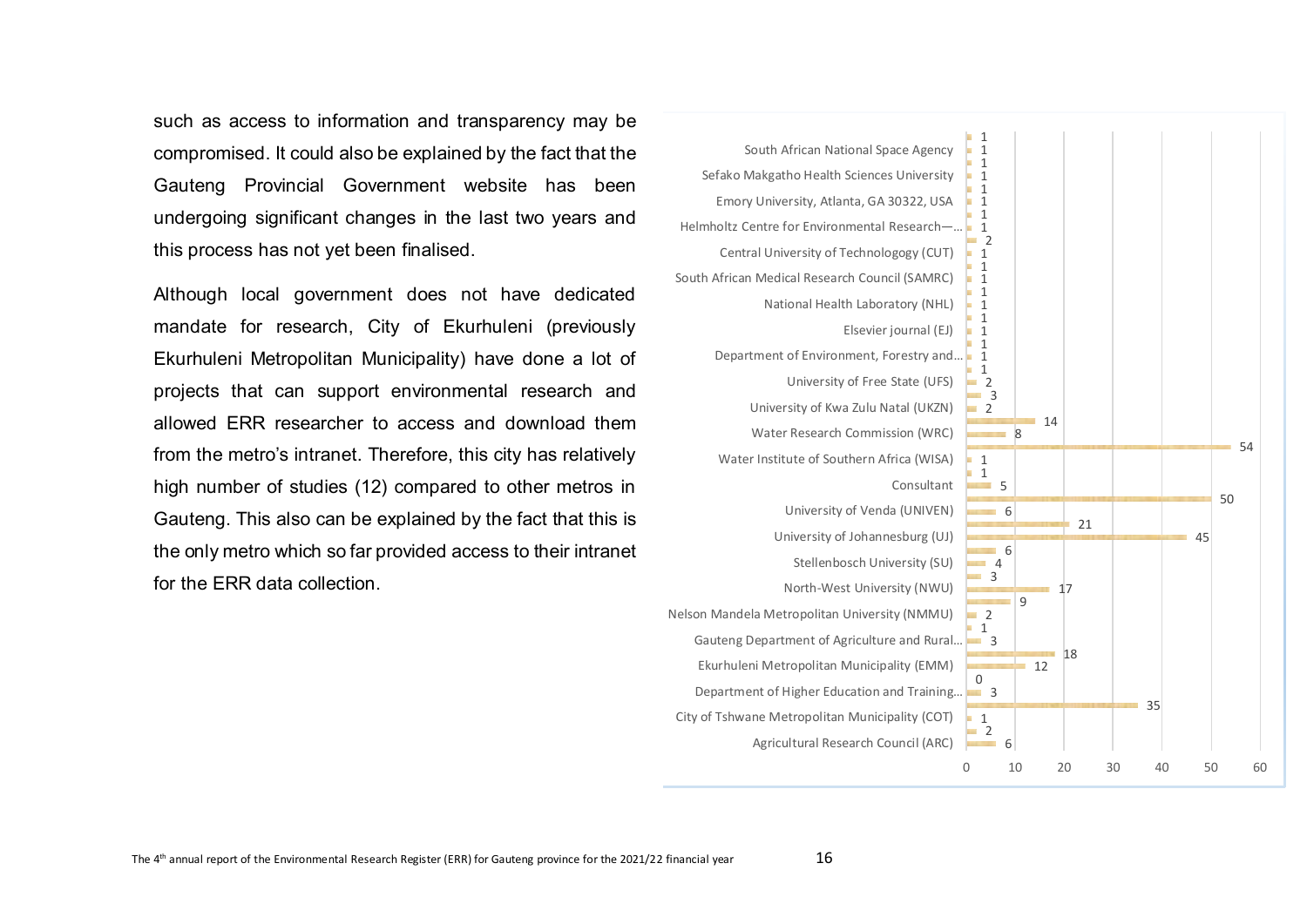such as access to information and transparency may be compromised. It could also be explained by the fact that the Gauteng Provincial Government website has been undergoing significant changes in the last two years and this process has not yet been finalised.

Although local government does not have dedicated mandate for research, City of Ekurhuleni (previously Ekurhuleni Metropolitan Municipality) have done a lot of projects that can support environmental research and allowed ERR researcher to access and download them from the metro's intranet. Therefore, this city has relatively high number of studies (12) compared to other metros in Gauteng. This also can be explained by the fact that this is the only metro which so far provided access to their intranet for the ERR data collection.

| Institution | Value |
| --- | --- |
| | 1 |
| South African National Space Agency | 1 |
| | 1 |
| Sefako Makgatho Health Sciences University | 1 |
| | 1 |
| Emory University, Atlanta, GA 30322, USA | 1 |
| | 1 |
| Helmholtz Centre for Environmental Research—... | 1 |
| | 2 |
| Central University of Technologogy (CUT) | 1 |
| | 1 |
| South African Medical Research Council (SAMRC) | 1 |
| | 1 |
| National Health Laboratory (NHL) | 1 |
| | 1 |
| Elsevier journal (EJ) | 1 |
| | 1 |
| Department of Environment, Forestry and... | 1 |
| | 1 |
| University of Free State (UFS) | 2 |
| | 3 |
| University of Kwa Zulu Natal (UKZN) | 2 |
| | 14 |
| Water Research Commission (WRC) | 8 |
| | 54 |
| Water Institute of Southern Africa (WISA) | 1 |
| | 1 |
| Consultant | 5 |
| | 50 |
| University of Venda (UNIVEN) | 6 |
| | 21 |
| University of Johannesburg (UJ) | 45 |
| | 6 |
| Stellenbosch University (SU) | 4 |
| | 3 |
| North-West University (NWU) | 17 |
| | 9 |
| Nelson Mandela Metropolitan University (NMMU) | 2 |
| | 1 |
| Gauteng Department of Agriculture and Rural... | 3 |
| | 18 |
| Ekurhuleni Metropolitan Municipality (EMM) | 12 |
| | 0 |
| Department of Higher Education and Training... | 3 |
| | 35 |
| City of Tshwane Metropolitan Municipality (COT) | 1 |
| | 2 |
| Agricultural Research Council (ARC) | 6 |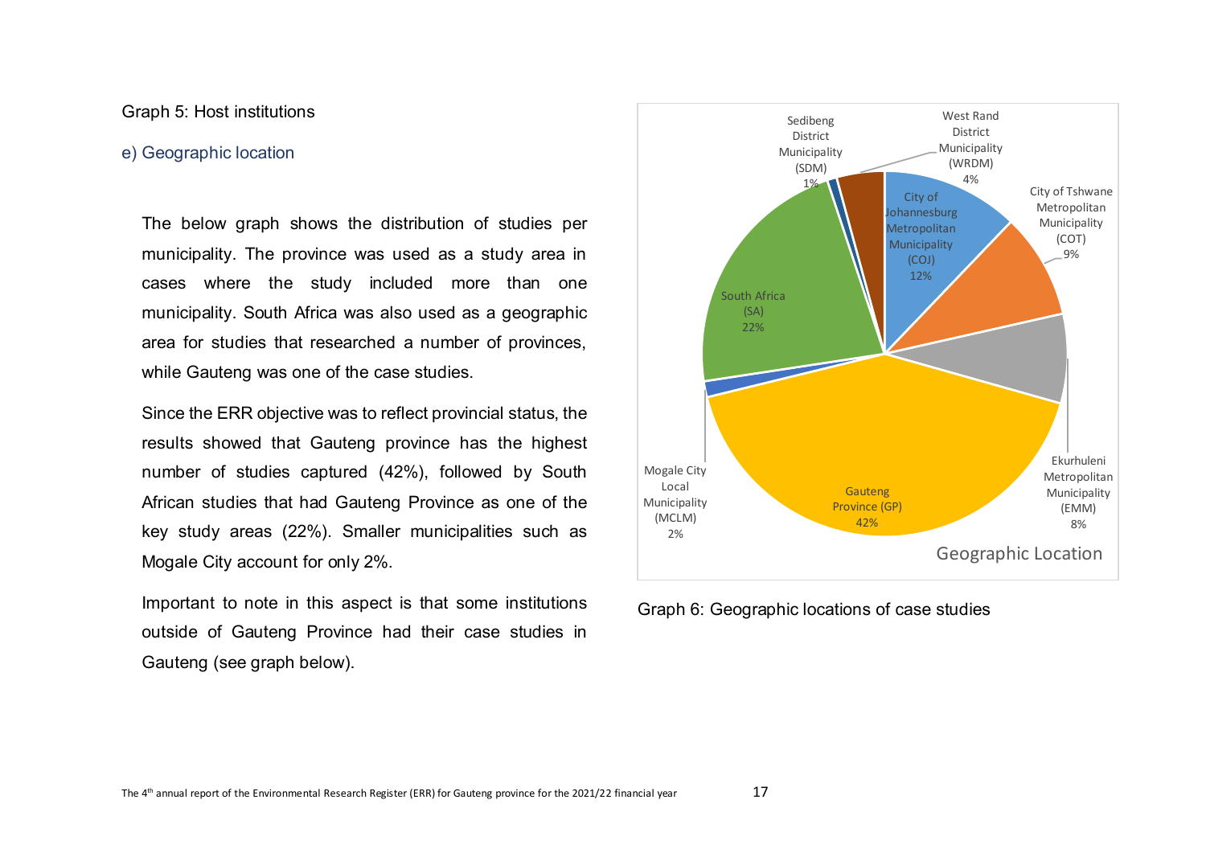Graph 5: Host institutions

### e) Geographic location

The below graph shows the distribution of studies per municipality. The province was used as a study area in cases where the study included more than one municipality. South Africa was also used as a geographic area for studies that researched a number of provinces, while Gauteng was one of the case studies.

Since the ERR objective was to reflect provincial status, the results showed that Gauteng province has the highest number of studies captured (42%), followed by South African studies that had Gauteng Province as one of the key study areas (22%). Smaller municipalities such as Mogale City account for only 2%.

Important to note in this aspect is that some institutions outside of Gauteng Province had their case studies in Gauteng (see graph below).

Geographic Location

| Location | Share |
|---|---|
| City of Johannesburg Metropolitan Municipality (COJ) | 12% |
| City of Tshwane Metropolitan Municipality (COT) | 9% |
| Ekurhuleni Metropolitan Municipality (EMM) | 8% |
| Gauteng Province (GP) | 42% |
| Mogale City Local Municipality (MCLM) | 2% |
| South Africa (SA) | 22% |
| Sedibeng District Municipality (SDM) | 1% |
| West Rand District Municipality (WRDM) | 4% |

Graph 6: Geographic locations of case studies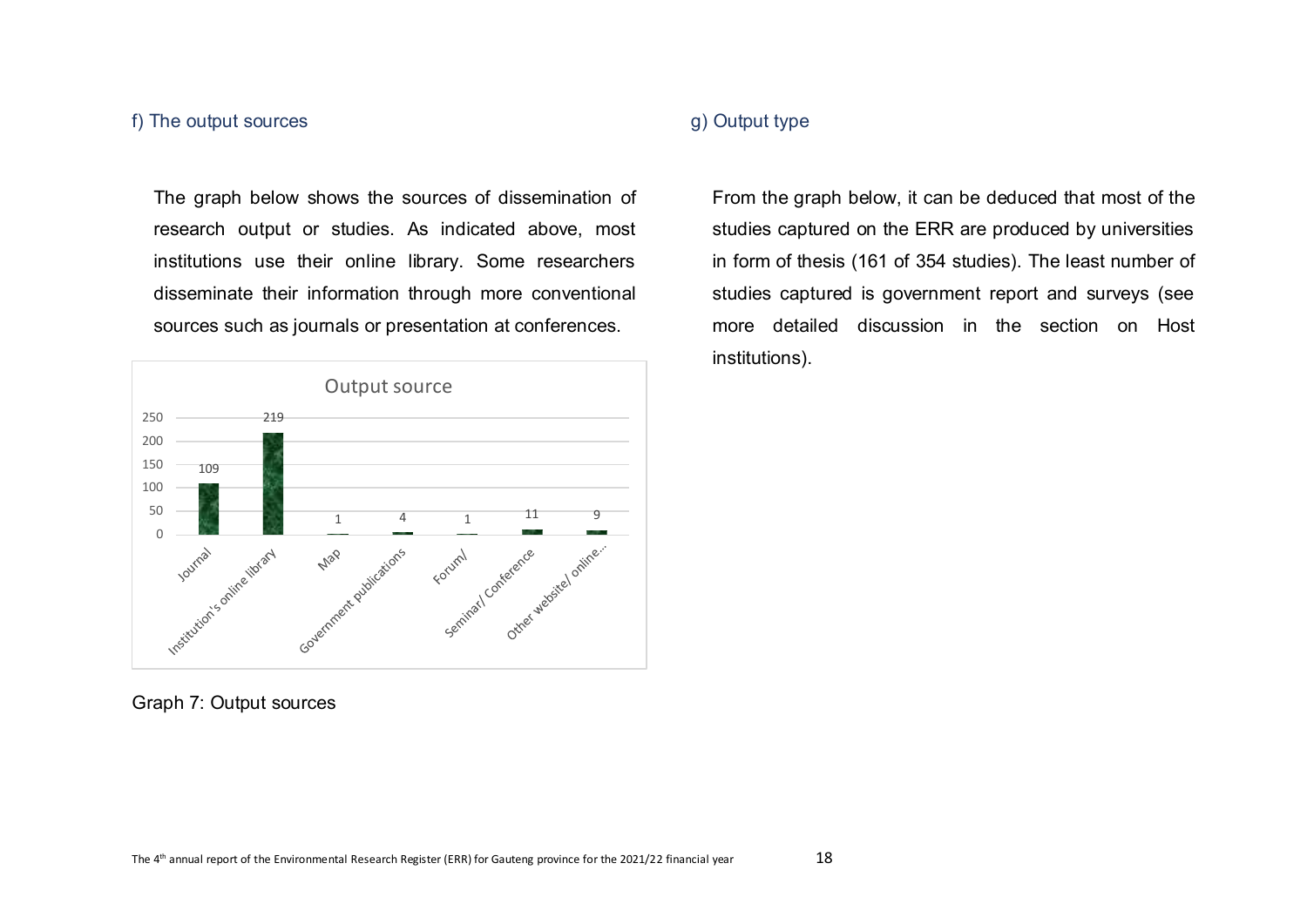### f) The output sources

The graph below shows the sources of dissemination of research output or studies. As indicated above, most institutions use their online library. Some researchers disseminate their information through more conventional sources such as journals or presentation at conferences.

| Output source | Count |
| --- | --- |
| Journal | 109 |
| Institution's online library | 219 |
| Map | 1 |
| Government publications | 4 |
| Forum/ | 1 |
| Seminar/ Conference | 11 |
| Other website/ online... | 9 |

Graph 7: Output sources

### g) Output type

From the graph below, it can be deduced that most of the studies captured on the ERR are produced by universities in form of thesis (161 of 354 studies). The least number of studies captured is government report and surveys (see more detailed discussion in the section on Host institutions).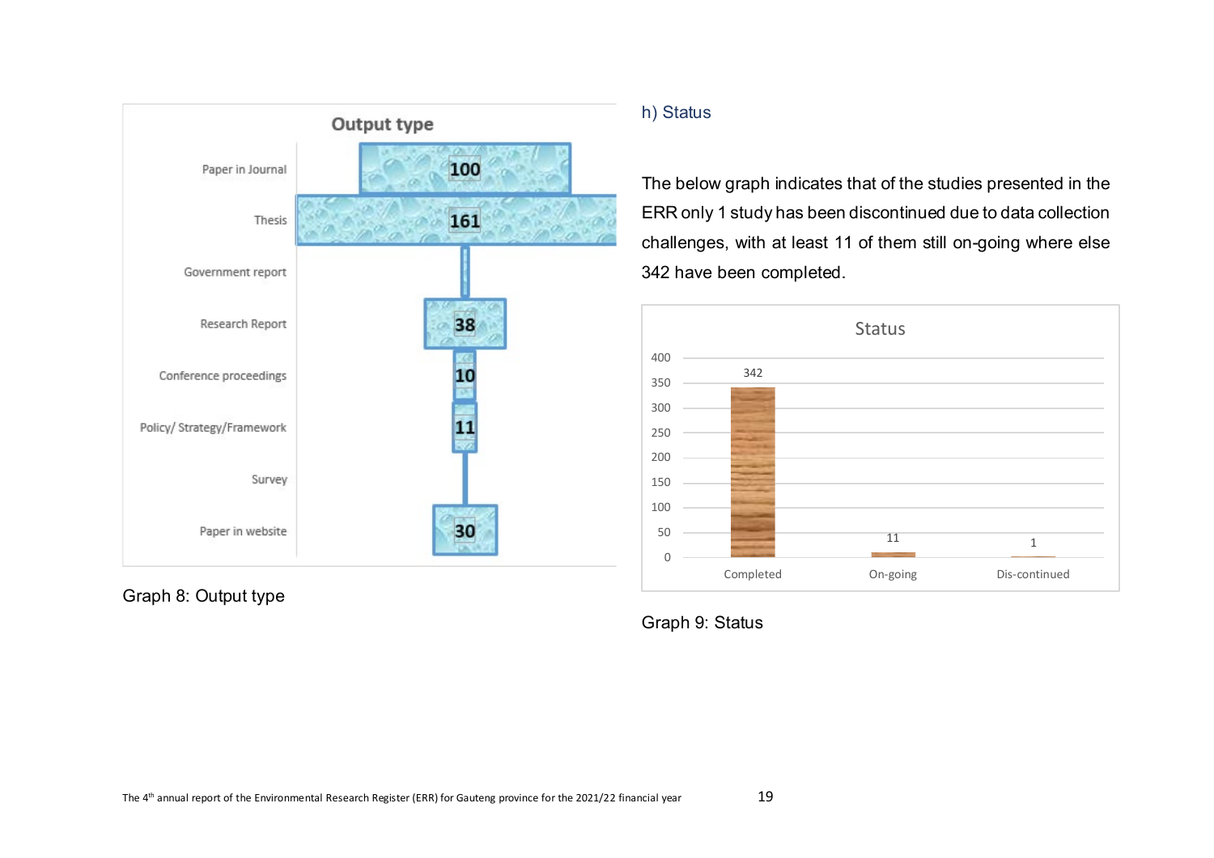**Output type**

| Output type | Count |
| --- | --- |
| Paper in Journal | 100 |
| Thesis | 161 |
| Government report | |
| Research Report | 38 |
| Conference proceedings | 10 |
| Policy/ Strategy/Framework | 11 |
| Survey | |
| Paper in website | 30 |

Graph 8: Output type

## h) Status

The below graph indicates that of the studies presented in the ERR only 1 study has been discontinued due to data collection challenges, with at least 11 of them still on-going where else 342 have been completed.

**Status**

| Status | Count |
| --- | --- |
| Completed | 342 |
| On-going | 11 |
| Dis-continued | 1 |

Graph 9: Status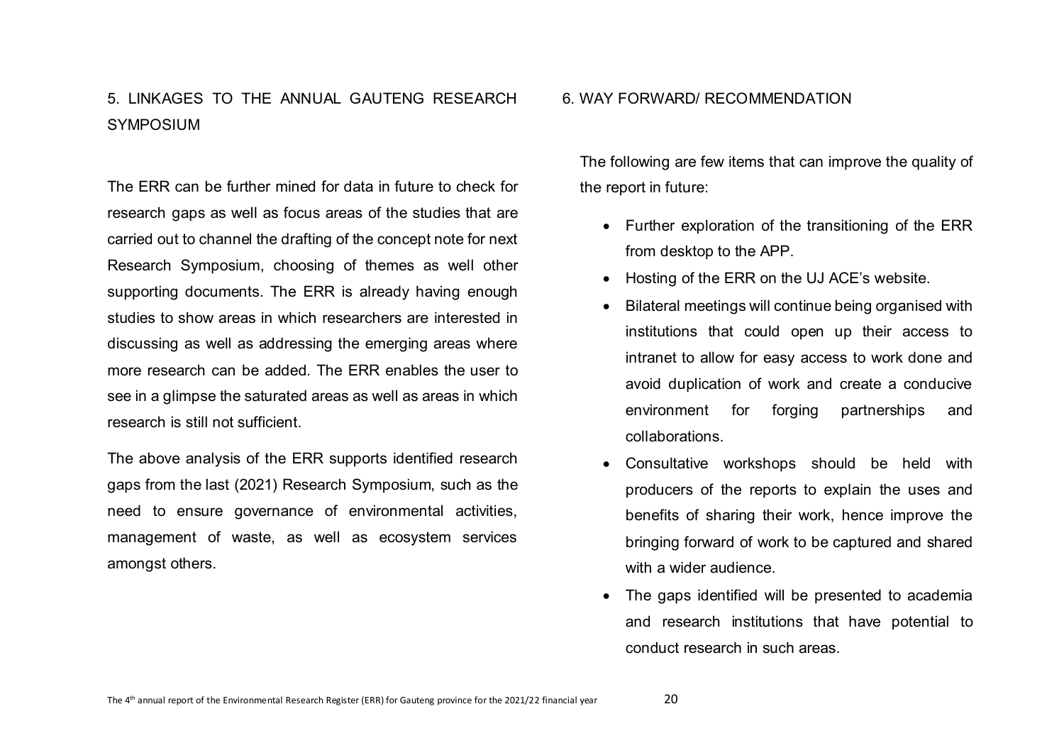## 5. LINKAGES TO THE ANNUAL GAUTENG RESEARCH SYMPOSIUM

The ERR can be further mined for data in future to check for research gaps as well as focus areas of the studies that are carried out to channel the drafting of the concept note for next Research Symposium, choosing of themes as well other supporting documents. The ERR is already having enough studies to show areas in which researchers are interested in discussing as well as addressing the emerging areas where more research can be added. The ERR enables the user to see in a glimpse the saturated areas as well as areas in which research is still not sufficient.

The above analysis of the ERR supports identified research gaps from the last (2021) Research Symposium, such as the need to ensure governance of environmental activities, management of waste, as well as ecosystem services amongst others.

## 6. WAY FORWARD/ RECOMMENDATION

The following are few items that can improve the quality of the report in future:

- Further exploration of the transitioning of the ERR from desktop to the APP.
- Hosting of the ERR on the UJ ACE's website.
- Bilateral meetings will continue being organised with institutions that could open up their access to intranet to allow for easy access to work done and avoid duplication of work and create a conducive environment for forging partnerships and collaborations.
- Consultative workshops should be held with producers of the reports to explain the uses and benefits of sharing their work, hence improve the bringing forward of work to be captured and shared with a wider audience.
- The gaps identified will be presented to academia and research institutions that have potential to conduct research in such areas.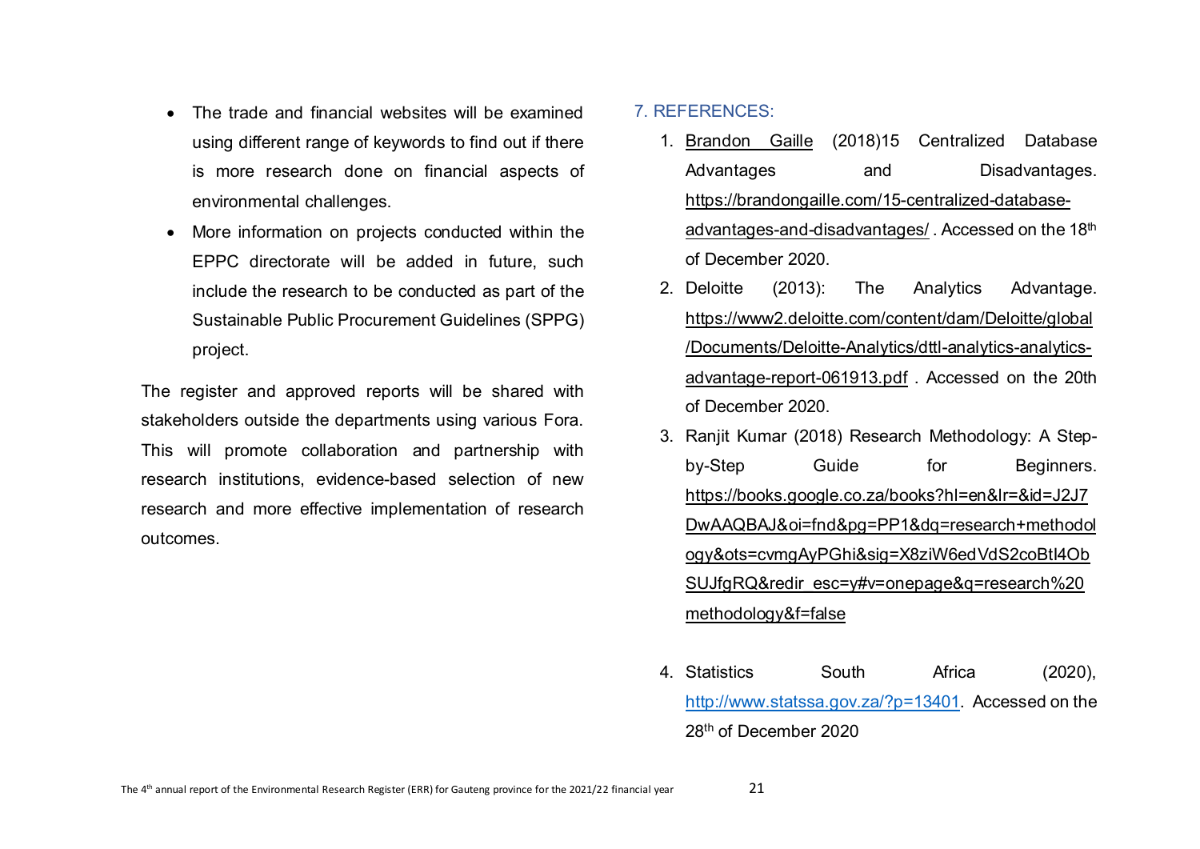- The trade and financial websites will be examined using different range of keywords to find out if there is more research done on financial aspects of environmental challenges.
- More information on projects conducted within the EPPC directorate will be added in future, such include the research to be conducted as part of the Sustainable Public Procurement Guidelines (SPPG) project.

The register and approved reports will be shared with stakeholders outside the departments using various Fora. This will promote collaboration and partnership with research institutions, evidence-based selection of new research and more effective implementation of research outcomes.

## 7. REFERENCES:

1. Brandon Gaille (2018)15 Centralized Database Advantages and Disadvantages. https://brandongaille.com/15-centralized-database-advantages-and-disadvantages/ . Accessed on the 18th of December 2020.
2. Deloitte (2013): The Analytics Advantage. https://www2.deloitte.com/content/dam/Deloitte/global/Documents/Deloitte-Analytics/dttl-analytics-analytics-advantage-report-061913.pdf . Accessed on the 20th of December 2020.
3. Ranjit Kumar (2018) Research Methodology: A Step-by-Step Guide for Beginners. https://books.google.co.za/books?hl=en&lr=&id=J2J7DwAAQBAJ&oi=fnd&pg=PP1&dq=research+methodology&ots=cvmgAyPGhi&sig=X8ziW6edVdS2coBtI4ObSUJfgRQ&redir_esc=y#v=onepage&q=research%20methodology&f=false
4. Statistics South Africa (2020), http://www.statssa.gov.za/?p=13401. Accessed on the 28th of December 2020